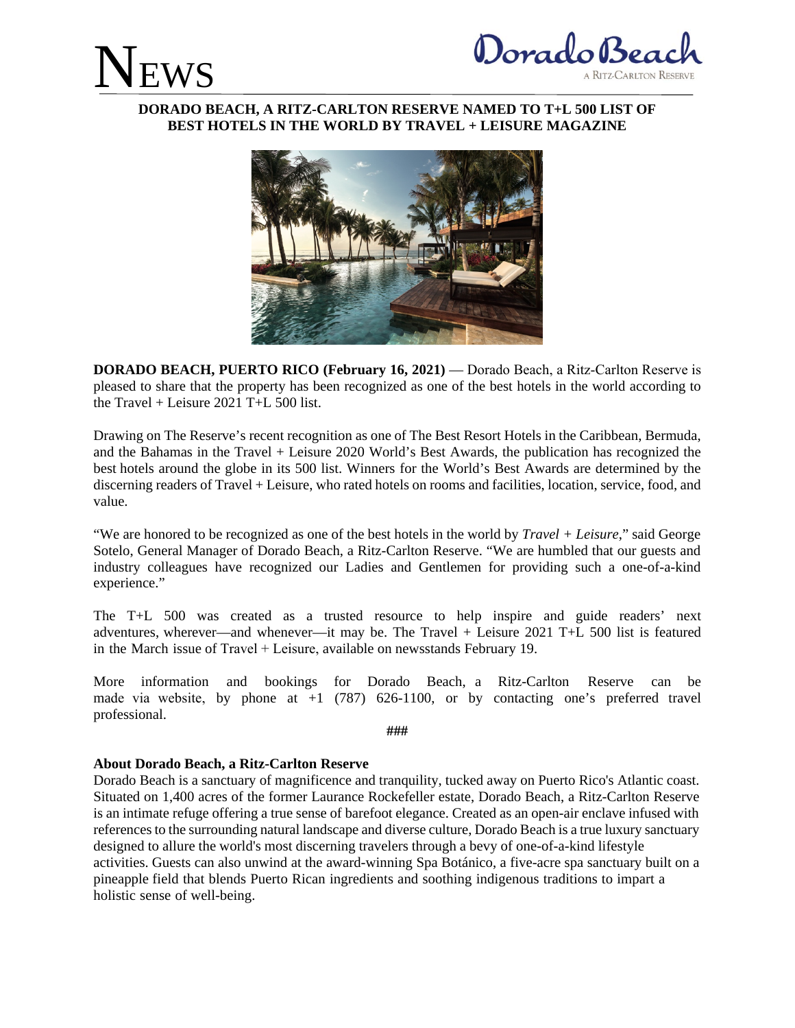# NEWS

Dorado Beach
A RITZ-CARLTON RESERVE

**DORADO BEACH, A RITZ-CARLTON RESERVE NAMED TO T+L 500 LIST OF BEST HOTELS IN THE WORLD BY TRAVEL + LEISURE MAGAZINE**

**DORADO BEACH, PUERTO RICO (February 16, 2021)** — Dorado Beach, a Ritz-Carlton Reserve is pleased to share that the property has been recognized as one of the best hotels in the world according to the Travel + Leisure 2021 T+L 500 list.

Drawing on The Reserve's recent recognition as one of The Best Resort Hotels in the Caribbean, Bermuda, and the Bahamas in the Travel + Leisure 2020 World's Best Awards, the publication has recognized the best hotels around the globe in its 500 list. Winners for the World's Best Awards are determined by the discerning readers of Travel + Leisure, who rated hotels on rooms and facilities, location, service, food, and value.

"We are honored to be recognized as one of the best hotels in the world by *Travel + Leisure*," said George Sotelo, General Manager of Dorado Beach, a Ritz-Carlton Reserve. "We are humbled that our guests and industry colleagues have recognized our Ladies and Gentlemen for providing such a one-of-a-kind experience."

The T+L 500 was created as a trusted resource to help inspire and guide readers' next adventures, wherever—and whenever—it may be. The Travel + Leisure 2021 T+L 500 list is featured in the March issue of Travel + Leisure, available on newsstands February 19.

More information and bookings for Dorado Beach, a Ritz-Carlton Reserve can be made via website, by phone at +1 (787) 626-1100, or by contacting one's preferred travel professional.

**###**

**About Dorado Beach, a Ritz-Carlton Reserve**
Dorado Beach is a sanctuary of magnificence and tranquility, tucked away on Puerto Rico's Atlantic coast. Situated on 1,400 acres of the former Laurance Rockefeller estate, Dorado Beach, a Ritz-Carlton Reserve is an intimate refuge offering a true sense of barefoot elegance. Created as an open-air enclave infused with references to the surrounding natural landscape and diverse culture, Dorado Beach is a true luxury sanctuary designed to allure the world's most discerning travelers through a bevy of one-of-a-kind lifestyle activities. Guests can also unwind at the award-winning Spa Botánico, a five-acre spa sanctuary built on a pineapple field that blends Puerto Rican ingredients and soothing indigenous traditions to impart a holistic sense of well-being.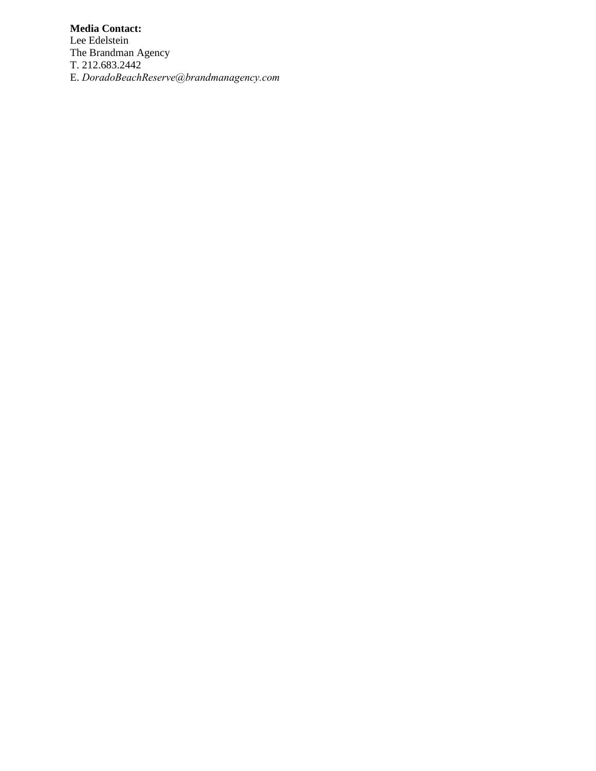**Media Contact:**
Lee Edelstein
The Brandman Agency
T. 212.683.2442
E. *DoradoBeachReserve@brandmanagency.com*